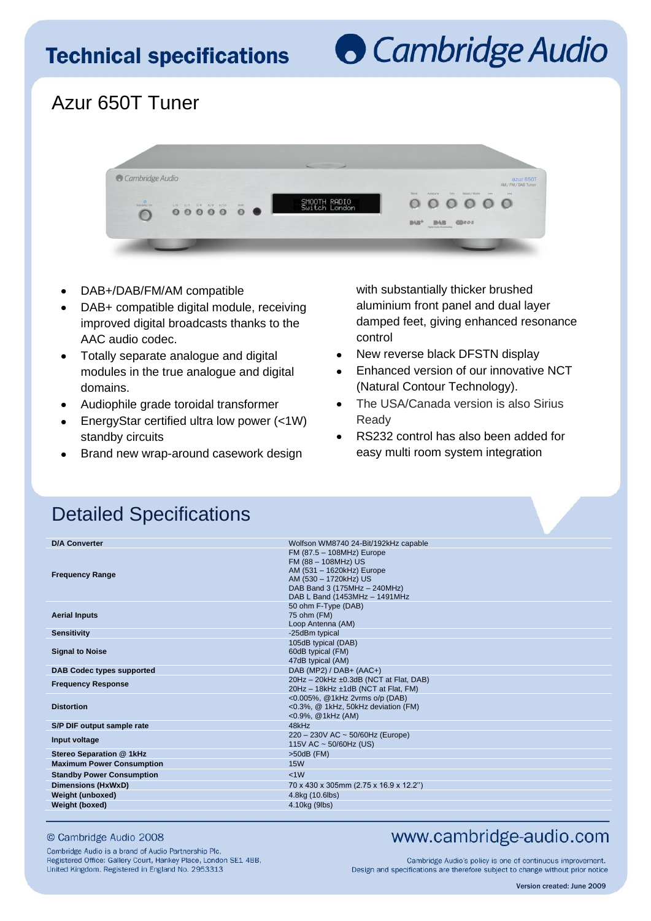# Technical specifications

Cambridge Audio

## Azur 650T Tuner

- DAB+/DAB/FM/AM compatible
- DAB+ compatible digital module, receiving improved digital broadcasts thanks to the AAC audio codec.
- Totally separate analogue and digital modules in the true analogue and digital domains.
- Audiophile grade toroidal transformer
- EnergyStar certified ultra low power (<1W) standby circuits
- Brand new wrap-around casework design with substantially thicker brushed aluminium front panel and dual layer damped feet, giving enhanced resonance control
- New reverse black DFSTN display
- Enhanced version of our innovative NCT (Natural Contour Technology).
- The USA/Canada version is also Sirius Ready
- RS232 control has also been added for easy multi room system integration

## Detailed Specifications

| | |
|---|---|
| **D/A Converter** | Wolfson WM8740 24-Bit/192kHz capable |
| **Frequency Range** | FM (87.5 – 108MHz) Europe<br>FM (88 – 108MHz) US<br>AM (531 – 1620kHz) Europe<br>AM (530 – 1720kHz) US<br>DAB Band 3 (175MHz – 240MHz)<br>DAB L Band (1453MHz – 1491MHz |
| **Aerial Inputs** | 50 ohm F-Type (DAB)<br>75 ohm (FM)<br>Loop Antenna (AM) |
| **Sensitivity** | -25dBm typical |
| **Signal to Noise** | 105dB typical (DAB)<br>60dB typical (FM)<br>47dB typical (AM) |
| **DAB Codec types supported** | DAB (MP2) / DAB+ (AAC+) |
| **Frequency Response** | 20Hz – 20kHz ±0.3dB (NCT at Flat, DAB)<br>20Hz – 18kHz ±1dB (NCT at Flat, FM) |
| **Distortion** | <0.005%, @1kHz 2vrms o/p (DAB)<br><0.3%, @ 1kHz, 50kHz deviation (FM)<br><0.9%, @1kHz (AM) |
| **S/P DIF output sample rate** | 48kHz |
| **Input voltage** | 220 – 230V AC ~ 50/60Hz (Europe)<br>115V AC ~ 50/60Hz (US) |
| **Stereo Separation @ 1kHz** | >50dB (FM) |
| **Maximum Power Consumption** | 15W |
| **Standby Power Consumption** | <1W |
| **Dimensions (HxWxD)** | 70 x 430 x 305mm (2.75 x 16.9 x 12.2") |
| **Weight (unboxed)** | 4.8kg (10.6lbs) |
| **Weight (boxed)** | 4.10kg (9lbs) |

© Cambridge Audio 2008

Cambridge Audio is a brand of Audio Partnership Plc.
Registered Office: Gallery Court, Hankey Place, London SE1 4BB,
United Kingdom. Registered in England No. 2953313

www.cambridge-audio.com

Cambridge Audio's policy is one of continuous improvement.
Design and specifications are therefore subject to change without prior notice

**Version created: June 2009**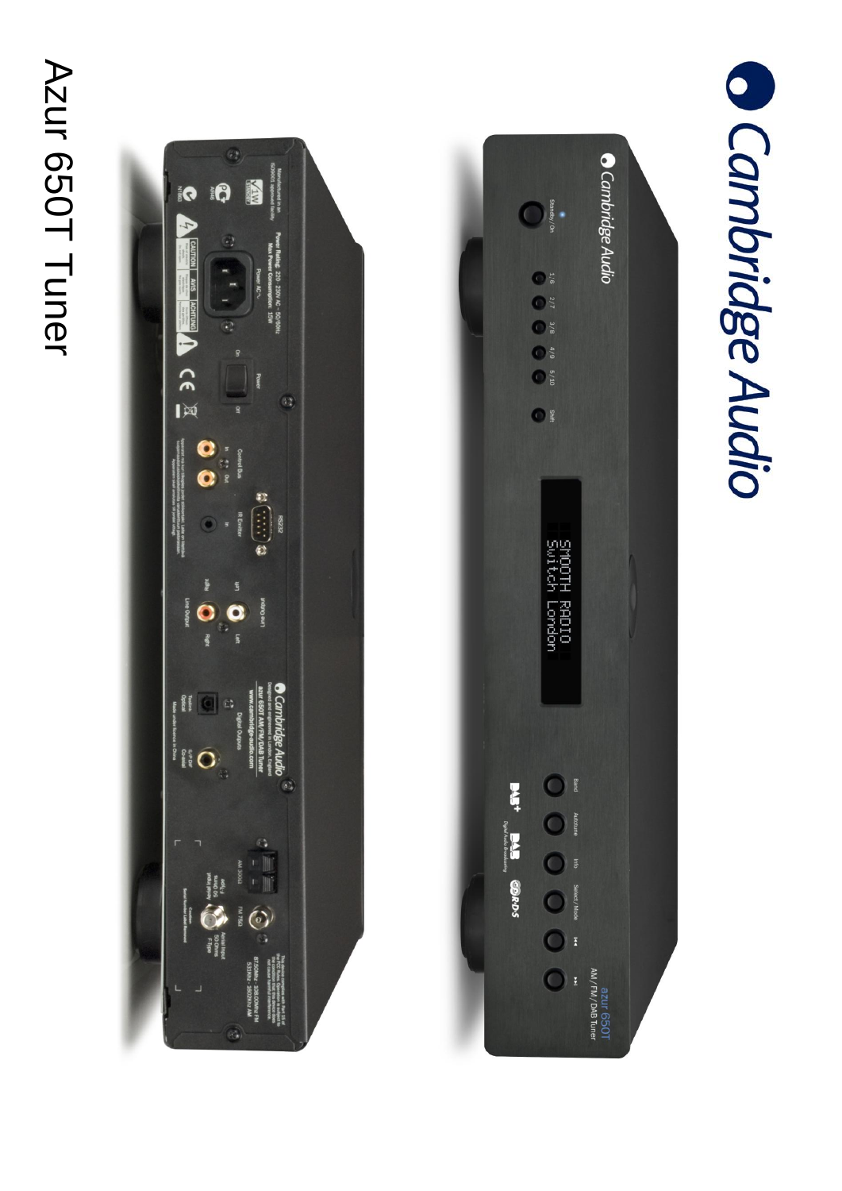# Azur 650T Tuner

Cambridge Audio